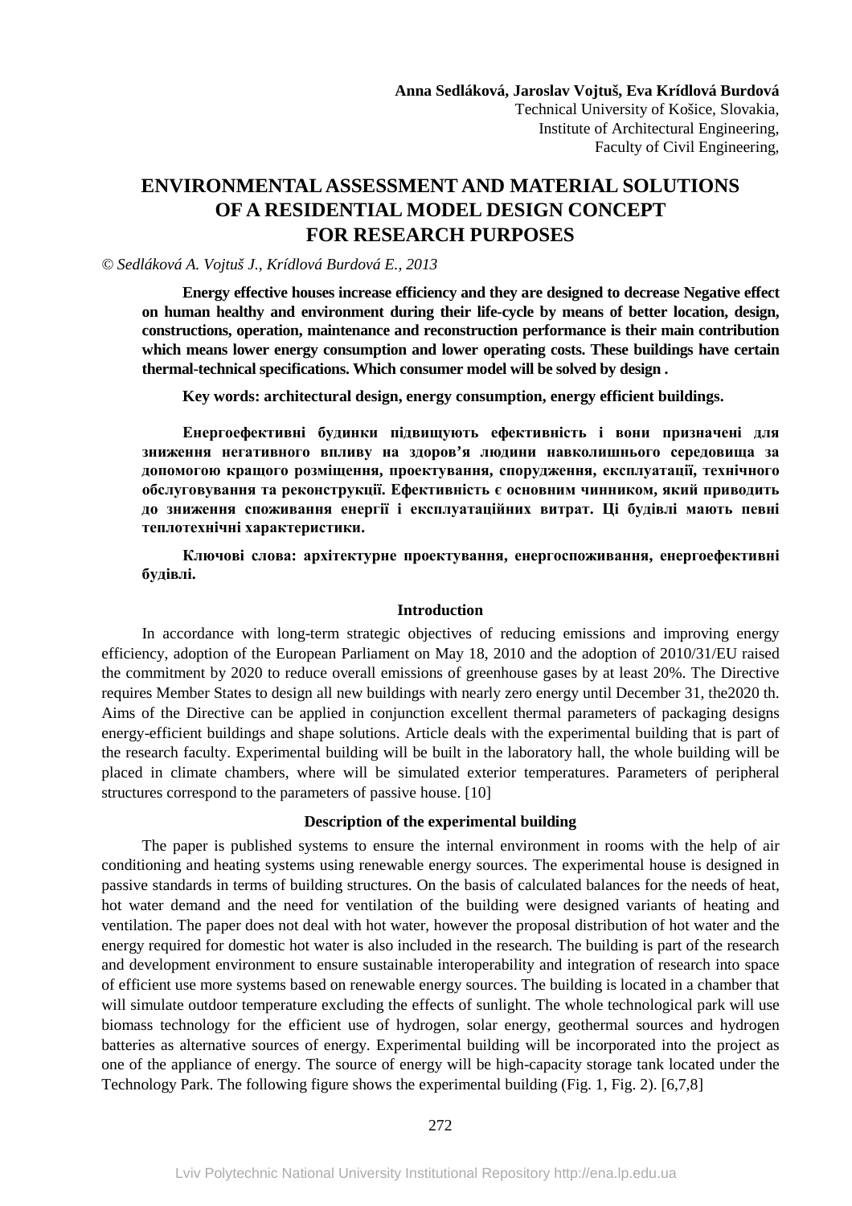**Anna Sedláková, Jaroslav Vojtuš, Eva Krídlová Burdová**
Technical University of Košice, Slovakia,
Institute of Architectural Engineering,
Faculty of Civil Engineering,

# ENVIRONMENTAL ASSESSMENT AND MATERIAL SOLUTIONS OF A RESIDENTIAL MODEL DESIGN CONCEPT FOR RESEARCH PURPOSES

*© Sedláková A. Vojtuš J., Krídlová Burdová E., 2013*

**Energy effective houses increase efficiency and they are designed to decrease Negative effect on human healthy and environment during their life-cycle by means of better location, design, constructions, operation, maintenance and reconstruction performance is their main contribution which means lower energy consumption and lower operating costs. These buildings have certain thermal-technical specifications. Which consumer model will be solved by design .**

**Key words: architectural design, energy consumption, energy efficient buildings.**

**Енергоефективні будинки підвищують ефективність і вони призначені для зниження негативного впливу на здоров'я людини навколишнього середовища за допомогою кращого розміщення, проектування, спорудження, експлуатації, технічного обслуговування та реконструкції. Ефективність є основним чинником, який приводить до зниження споживання енергії і експлуатаційних витрат. Ці будівлі мають певні теплотехнічні характеристики.**

**Ключові слова: архітектурне проектування, енергоспоживання, енергоефективні будівлі.**

## Introduction

In accordance with long-term strategic objectives of reducing emissions and improving energy efficiency, adoption of the European Parliament on May 18, 2010 and the adoption of 2010/31/EU raised the commitment by 2020 to reduce overall emissions of greenhouse gases by at least 20%. The Directive requires Member States to design all new buildings with nearly zero energy until December 31, the2020 th. Aims of the Directive can be applied in conjunction excellent thermal parameters of packaging designs energy-efficient buildings and shape solutions. Article deals with the experimental building that is part of the research faculty. Experimental building will be built in the laboratory hall, the whole building will be placed in climate chambers, where will be simulated exterior temperatures. Parameters of peripheral structures correspond to the parameters of passive house. [10]

## Description of the experimental building

The paper is published systems to ensure the internal environment in rooms with the help of air conditioning and heating systems using renewable energy sources. The experimental house is designed in passive standards in terms of building structures. On the basis of calculated balances for the needs of heat, hot water demand and the need for ventilation of the building were designed variants of heating and ventilation. The paper does not deal with hot water, however the proposal distribution of hot water and the energy required for domestic hot water is also included in the research. The building is part of the research and development environment to ensure sustainable interoperability and integration of research into space of efficient use more systems based on renewable energy sources. The building is located in a chamber that will simulate outdoor temperature excluding the effects of sunlight. The whole technological park will use biomass technology for the efficient use of hydrogen, solar energy, geothermal sources and hydrogen batteries as alternative sources of energy. Experimental building will be incorporated into the project as one of the appliance of energy. The source of energy will be high-capacity storage tank located under the Technology Park. The following figure shows the experimental building (Fig. 1, Fig. 2). [6,7,8]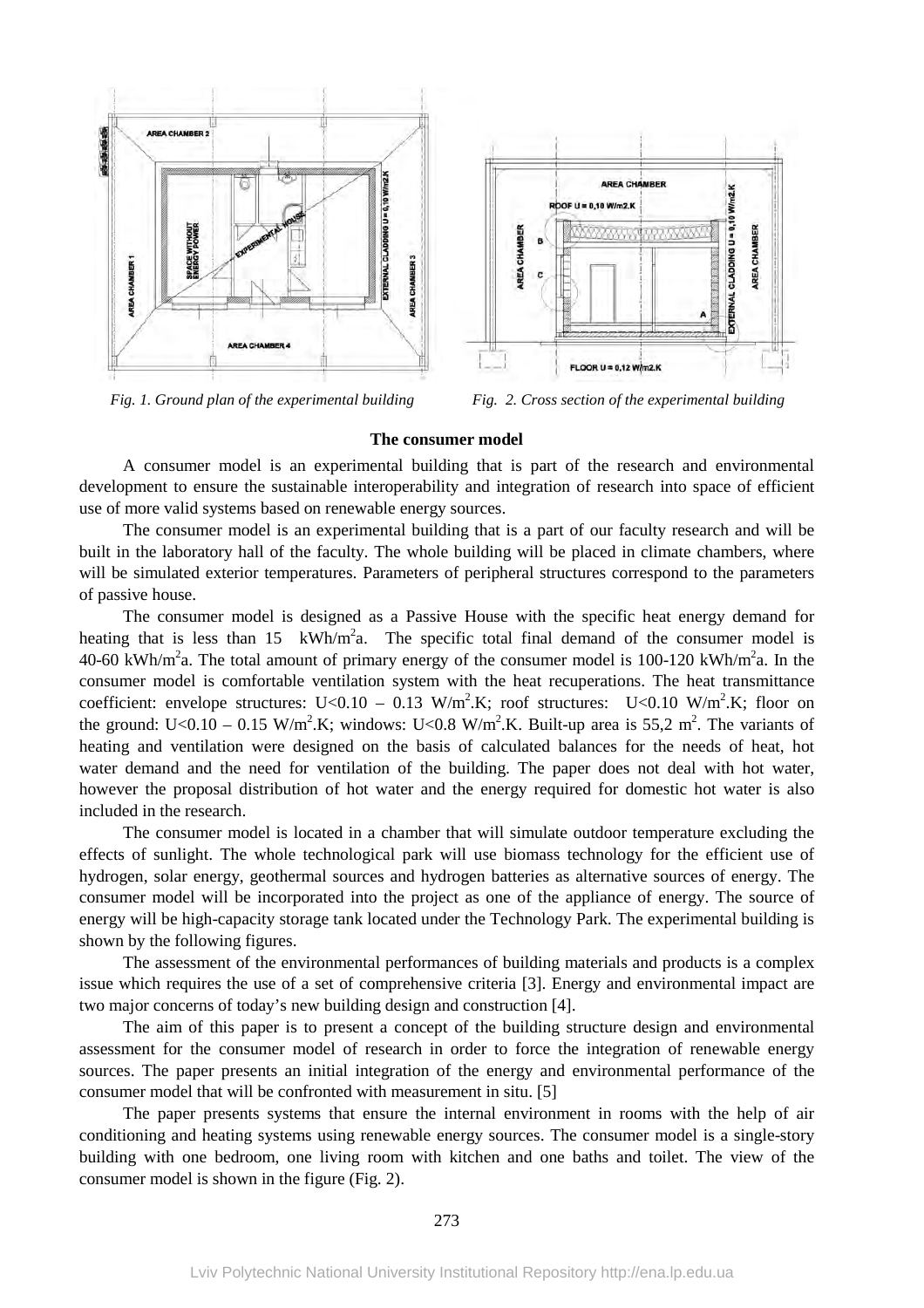*Fig. 1. Ground plan of the experimental building*

*Fig. 2. Cross section of the experimental building*

**The consumer model**

A consumer model is an experimental building that is part of the research and environmental development to ensure the sustainable interoperability and integration of research into space of efficient use of more valid systems based on renewable energy sources.

The consumer model is an experimental building that is a part of our faculty research and will be built in the laboratory hall of the faculty. The whole building will be placed in climate chambers, where will be simulated exterior temperatures. Parameters of peripheral structures correspond to the parameters of passive house.

The consumer model is designed as a Passive House with the specific heat energy demand for heating that is less than 15 $kWh/m^2a$. The specific total final demand of the consumer model is 40-60 $kWh/m^2a$. The total amount of primary energy of the consumer model is 100-120 $kWh/m^2a$. In the consumer model is comfortable ventilation system with the heat recuperations. The heat transmittance coefficient: envelope structures: U<0.10 – 0.13 $W/m^2.K$; roof structures: U<0.10 $W/m^2.K$; floor on the ground: U<0.10 – 0.15 $W/m^2.K$; windows: U<0.8 $W/m^2.K$. Built-up area is 55,2 $m^2$. The variants of heating and ventilation were designed on the basis of calculated balances for the needs of heat, hot water demand and the need for ventilation of the building. The paper does not deal with hot water, however the proposal distribution of hot water and the energy required for domestic hot water is also included in the research.

The consumer model is located in a chamber that will simulate outdoor temperature excluding the effects of sunlight. The whole technological park will use biomass technology for the efficient use of hydrogen, solar energy, geothermal sources and hydrogen batteries as alternative sources of energy. The consumer model will be incorporated into the project as one of the appliance of energy. The source of energy will be high-capacity storage tank located under the Technology Park. The experimental building is shown by the following figures.

The assessment of the environmental performances of building materials and products is a complex issue which requires the use of a set of comprehensive criteria [3]. Energy and environmental impact are two major concerns of today's new building design and construction [4].

The aim of this paper is to present a concept of the building structure design and environmental assessment for the consumer model of research in order to force the integration of renewable energy sources. The paper presents an initial integration of the energy and environmental performance of the consumer model that will be confronted with measurement in situ. [5]

The paper presents systems that ensure the internal environment in rooms with the help of air conditioning and heating systems using renewable energy sources. The consumer model is a single-story building with one bedroom, one living room with kitchen and one baths and toilet. The view of the consumer model is shown in the figure (Fig. 2).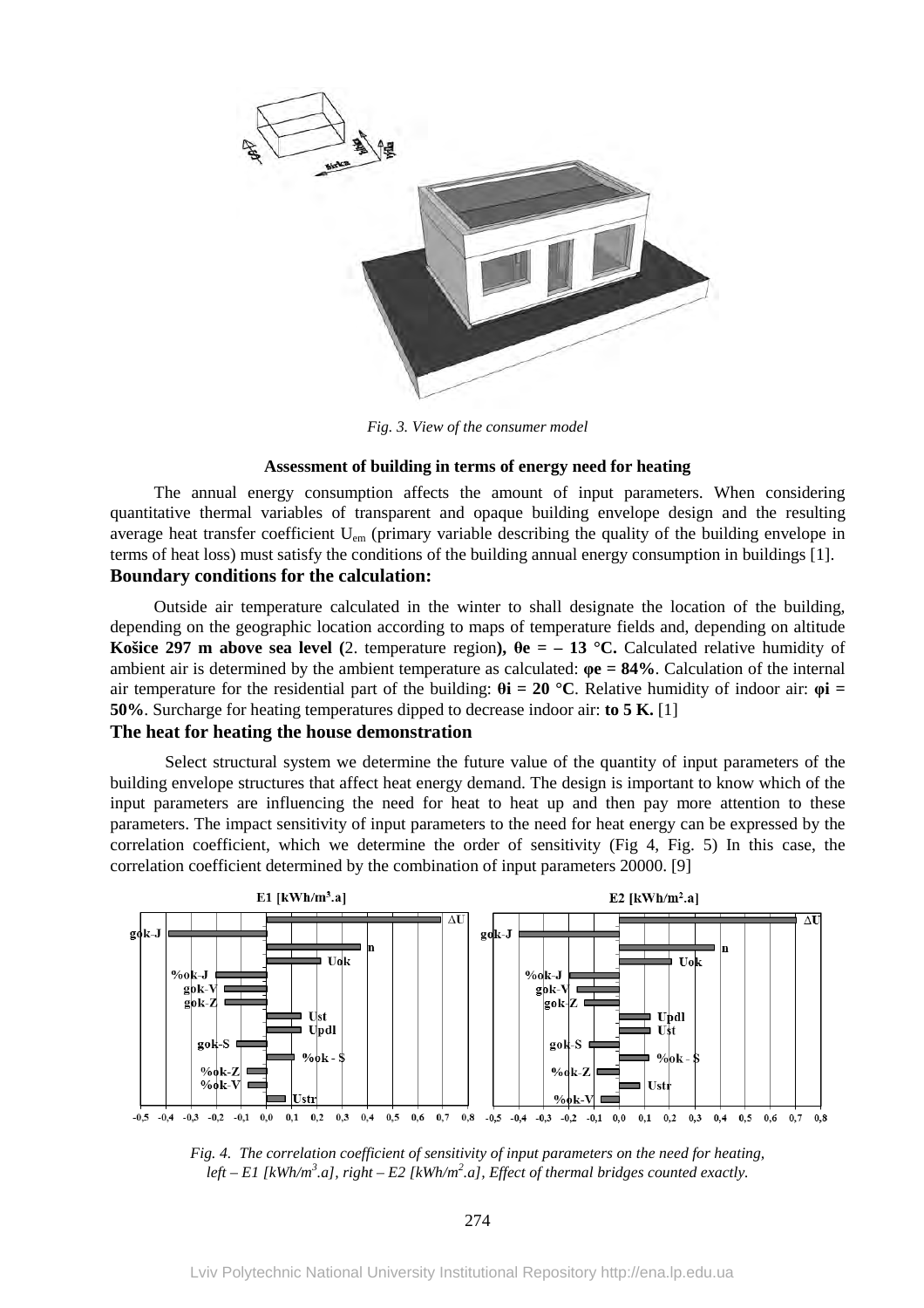*Fig. 3. View of the consumer model*

**Assessment of building in terms of energy need for heating**

The annual energy consumption affects the amount of input parameters. When considering quantitative thermal variables of transparent and opaque building envelope design and the resulting average heat transfer coefficient $U_{em}$ (primary variable describing the quality of the building envelope in terms of heat loss) must satisfy the conditions of the building annual energy consumption in buildings [1].

### Boundary conditions for the calculation:

Outside air temperature calculated in the winter to shall designate the location of the building, depending on the geographic location according to maps of temperature fields and, depending on altitude **Košice 297 m above sea level (**2. temperature region**), θe = – 13 °C.** Calculated relative humidity of ambient air is determined by the ambient temperature as calculated: **φe = 84%**. Calculation of the internal air temperature for the residential part of the building: **θi = 20 °C**. Relative humidity of indoor air: **φi = 50%**. Surcharge for heating temperatures dipped to decrease indoor air: **to 5 K.** [1]

### The heat for heating the house demonstration

Select structural system we determine the future value of the quantity of input parameters of the building envelope structures that affect heat energy demand. The design is important to know which of the input parameters are influencing the need for heat to heat up and then pay more attention to these parameters. The impact sensitivity of input parameters to the need for heat energy can be expressed by the correlation coefficient, which we determine the order of sensitivity (Fig 4, Fig. 5) In this case, the correlation coefficient determined by the combination of input parameters 20000. [9]

*Fig. 4. The correlation coefficient of sensitivity of input parameters on the need for heating, left – E1 [kWh/m³.a], right – E2 [kWh/m².a], Effect of thermal bridges counted exactly.*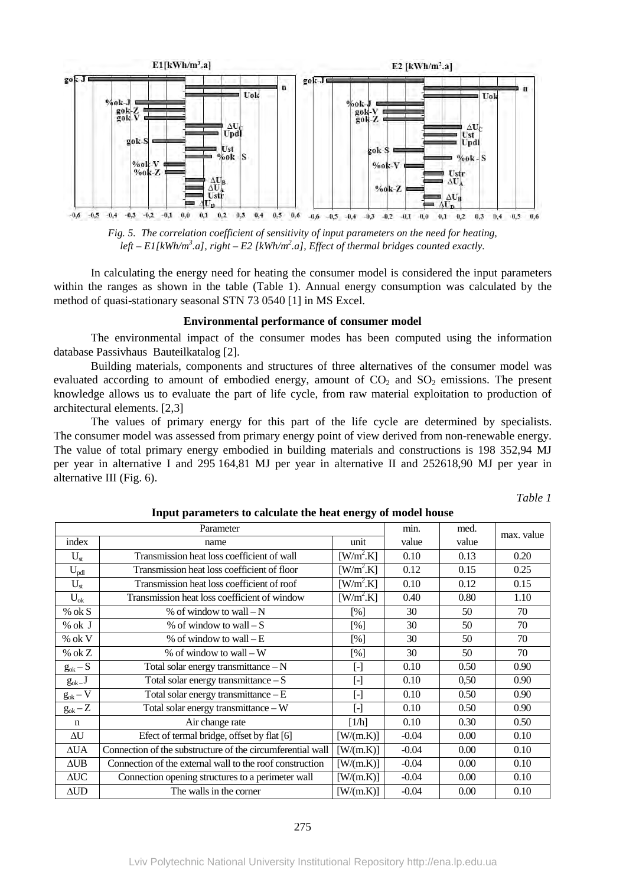*Fig. 5. The correlation coefficient of sensitivity of input parameters on the need for heating, left – E1[kWh/m³.a], right – E2 [kWh/m².a], Effect of thermal bridges counted exactly.*

In calculating the energy need for heating the consumer model is considered the input parameters within the ranges as shown in the table (Table 1). Annual energy consumption was calculated by the method of quasi-stationary seasonal STN 73 0540 [1] in MS Excel.

### Environmental performance of consumer model

The environmental impact of the consumer modes has been computed using the information database Passivhaus Bauteilkatalog [2].

Building materials, components and structures of three alternatives of the consumer model was evaluated according to amount of embodied energy, amount of $CO_2$ and $SO_2$ emissions. The present knowledge allows us to evaluate the part of life cycle, from raw material exploitation to production of architectural elements. [2,3]

The values of primary energy for this part of the life cycle are determined by specialists. The consumer model was assessed from primary energy point of view derived from non-renewable energy. The value of total primary energy embodied in building materials and constructions is 198 352,94 MJ per year in alternative I and 295 164,81 MJ per year in alternative II and 252618,90 MJ per year in alternative III (Fig. 6).

*Table 1*

**Input parameters to calculate the heat energy of model house**

| Parameter | | | min. | med. | max. value |
|---|---|---|---|---|---|
| index | name | unit | value | value | |
| $U_{st}$ | Transmission heat loss coefficient of wall | [W/m².K] | 0.10 | 0.13 | 0.20 |
| $U_{pdl}$ | Transmission heat loss coefficient of floor | [W/m².K] | 0.12 | 0.15 | 0.25 |
| $U_{st}$ | Transmission heat loss coefficient of roof | [W/m².K] | 0.10 | 0.12 | 0.15 |
| $U_{ok}$ | Transmission heat loss coefficient of window | [W/m².K] | 0.40 | 0.80 | 1.10 |
| % ok S | % of window to wall – N | [%] | 30 | 50 | 70 |
| % ok J | % of window to wall – S | [%] | 30 | 50 | 70 |
| % ok V | % of window to wall – E | [%] | 30 | 50 | 70 |
| % ok Z | % of window to wall – W | [%] | 30 | 50 | 70 |
| $g_{ok}$ – S | Total solar energy transmittance – N | [-] | 0.10 | 0.50 | 0.90 |
| $g_{ok}$ – J | Total solar energy transmittance – S | [-] | 0.10 | 0,50 | 0.90 |
| $g_{ok}$ – V | Total solar energy transmittance – E | [-] | 0.10 | 0.50 | 0.90 |
| $g_{ok}$ – Z | Total solar energy transmittance – W | [-] | 0.10 | 0.50 | 0.90 |
| n | Air change rate | [1/h] | 0.10 | 0.30 | 0.50 |
| ΔU | Efect of termal bridge, offset by flat [6] | [W/(m.K)] | -0.04 | 0.00 | 0.10 |
| ΔUA | Connection of the substructure of the circumferential wall | [W/(m.K)] | -0.04 | 0.00 | 0.10 |
| ΔUB | Connection of the external wall to the roof construction | [W/(m.K)] | -0.04 | 0.00 | 0.10 |
| ΔUC | Connection opening structures to a perimeter wall | [W/(m.K)] | -0.04 | 0.00 | 0.10 |
| ΔUD | The walls in the corner | [W/(m.K)] | -0.04 | 0.00 | 0.10 |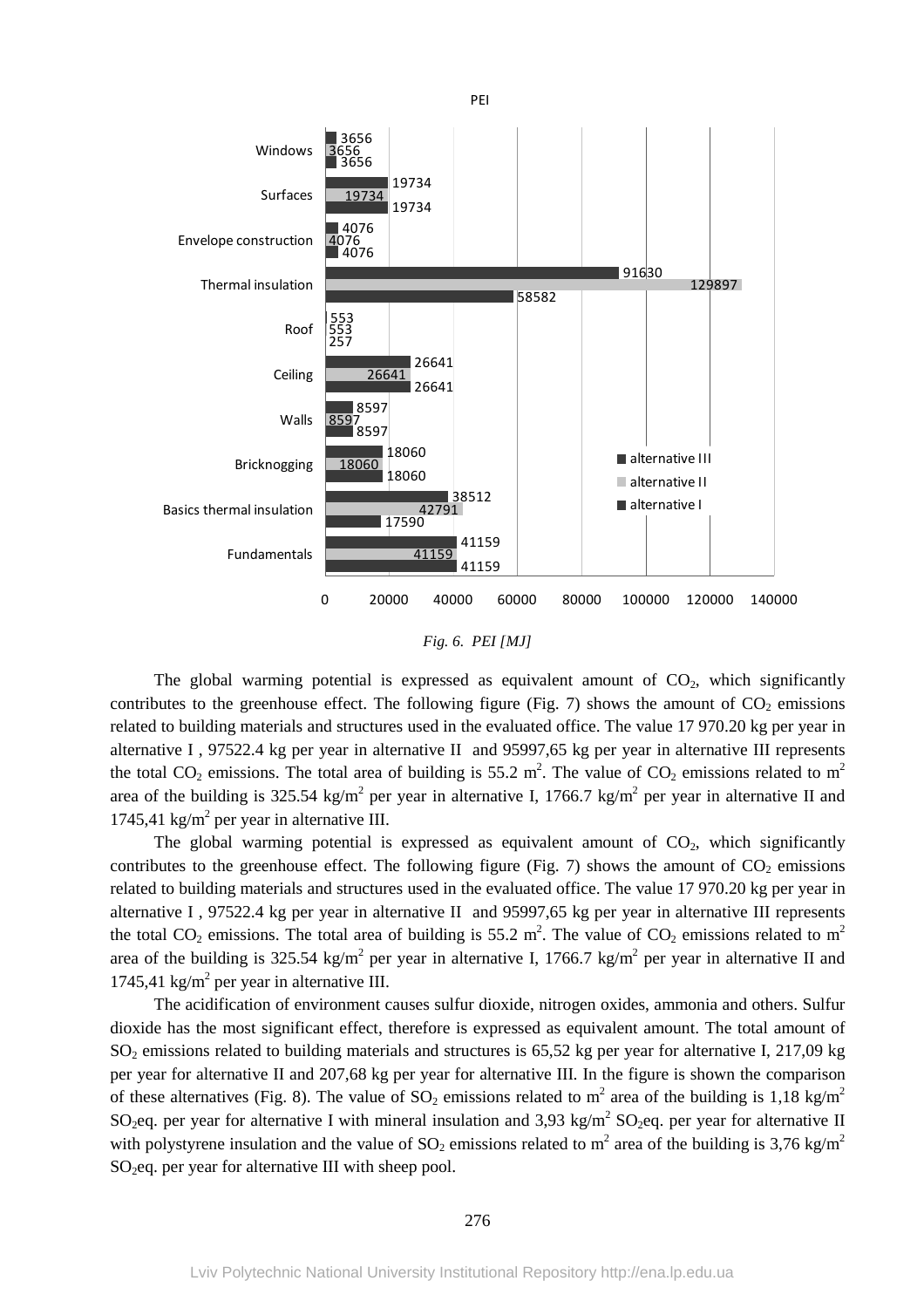PEI

| | alternative III | alternative II | alternative I |
|---|---|---|---|
| Windows | 3656 | 3656 | 3656 |
| Surfaces | 19734 | 19734 | 19734 |
| Envelope construction | 4076 | 4076 | 4076 |
| Thermal insulation | 91630 | 129897 | 58582 |
| Roof | 553 | 553 | 257 |
| Ceiling | 26641 | 26641 | 26641 |
| Walls | 8597 | 8597 | 8597 |
| Bricknogging | 18060 | 18060 | 18060 |
| Basics thermal insulation | 38512 | 42791 | 17590 |
| Fundamentals | 41159 | 41159 | 41159 |

*Fig. 6. PEI [MJ]*

The global warming potential is expressed as equivalent amount of $CO_2$, which significantly contributes to the greenhouse effect. The following figure (Fig. 7) shows the amount of $CO_2$ emissions related to building materials and structures used in the evaluated office. The value 17 970.20 kg per year in alternative I , 97522.4 kg per year in alternative II and 95997,65 kg per year in alternative III represents the total $CO_2$ emissions. The total area of building is 55.2 $m^2$. The value of $CO_2$ emissions related to $m^2$ area of the building is 325.54 kg/$m^2$ per year in alternative I, 1766.7 kg/$m^2$ per year in alternative II and 1745,41 kg/$m^2$ per year in alternative III.

The global warming potential is expressed as equivalent amount of $CO_2$, which significantly contributes to the greenhouse effect. The following figure (Fig. 7) shows the amount of $CO_2$ emissions related to building materials and structures used in the evaluated office. The value 17 970.20 kg per year in alternative I , 97522.4 kg per year in alternative II and 95997,65 kg per year in alternative III represents the total $CO_2$ emissions. The total area of building is 55.2 $m^2$. The value of $CO_2$ emissions related to $m^2$ area of the building is 325.54 kg/$m^2$ per year in alternative I, 1766.7 kg/$m^2$ per year in alternative II and 1745,41 kg/$m^2$ per year in alternative III.

The acidification of environment causes sulfur dioxide, nitrogen oxides, ammonia and others. Sulfur dioxide has the most significant effect, therefore is expressed as equivalent amount. The total amount of $SO_2$ emissions related to building materials and structures is 65,52 kg per year for alternative I, 217,09 kg per year for alternative II and 207,68 kg per year for alternative III. In the figure is shown the comparison of these alternatives (Fig. 8). The value of $SO_2$ emissions related to $m^2$ area of the building is 1,18 kg/$m^2$ $SO_2$eq. per year for alternative I with mineral insulation and 3,93 kg/$m^2$ $SO_2$eq. per year for alternative II with polystyrene insulation and the value of $SO_2$ emissions related to $m^2$ area of the building is 3,76 kg/$m^2$ $SO_2$eq. per year for alternative III with sheep pool.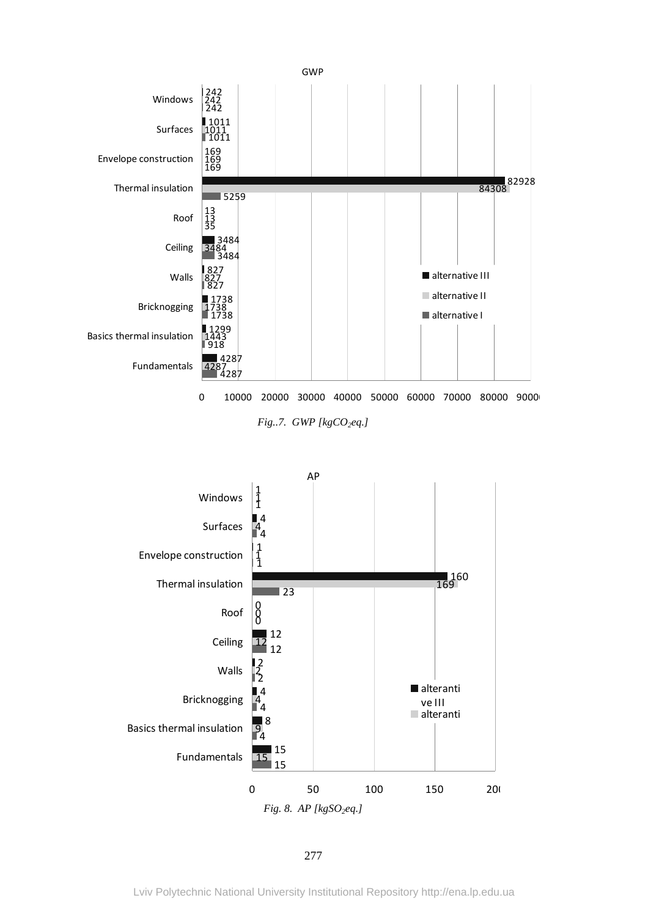**GWP**

| | alternative III | alternative II | alternative I |
|---|---|---|---|
| Windows | 242 | 242 | 242 |
| Surfaces | 1011 | 1011 | 1011 |
| Envelope construction | 169 | 169 | 169 |
| Thermal insulation | 82928 | 84308 | 5259 |
| Roof | 13 | 13 | 35 |
| Ceiling | 3484 | 3484 | 3484 |
| Walls | 827 | 827 | 827 |
| Bricknogging | 1738 | 1738 | 1738 |
| Basics thermal insulation | 1299 | 1443 | 918 |
| Fundamentals | 4287 | 4287 | 4287 |

*Fig..7. GWP [kg$CO_2$eq.]*

**AP**

| | alteranti ve III | alteranti | |
|---|---|---|---|
| Windows | 1 | 1 | 1 |
| Surfaces | 4 | 4 | 4 |
| Envelope construction | 1 | 1 | 1 |
| Thermal insulation | 160 | 169 | 23 |
| Roof | 0 | 0 | 0 |
| Ceiling | 12 | 12 | 12 |
| Walls | 2 | 2 | 2 |
| Bricknogging | 4 | 4 | 4 |
| Basics thermal insulation | 8 | 9 | 4 |
| Fundamentals | 15 | 15 | 15 |

*Fig. 8. AP [kg$SO_2$eq.]*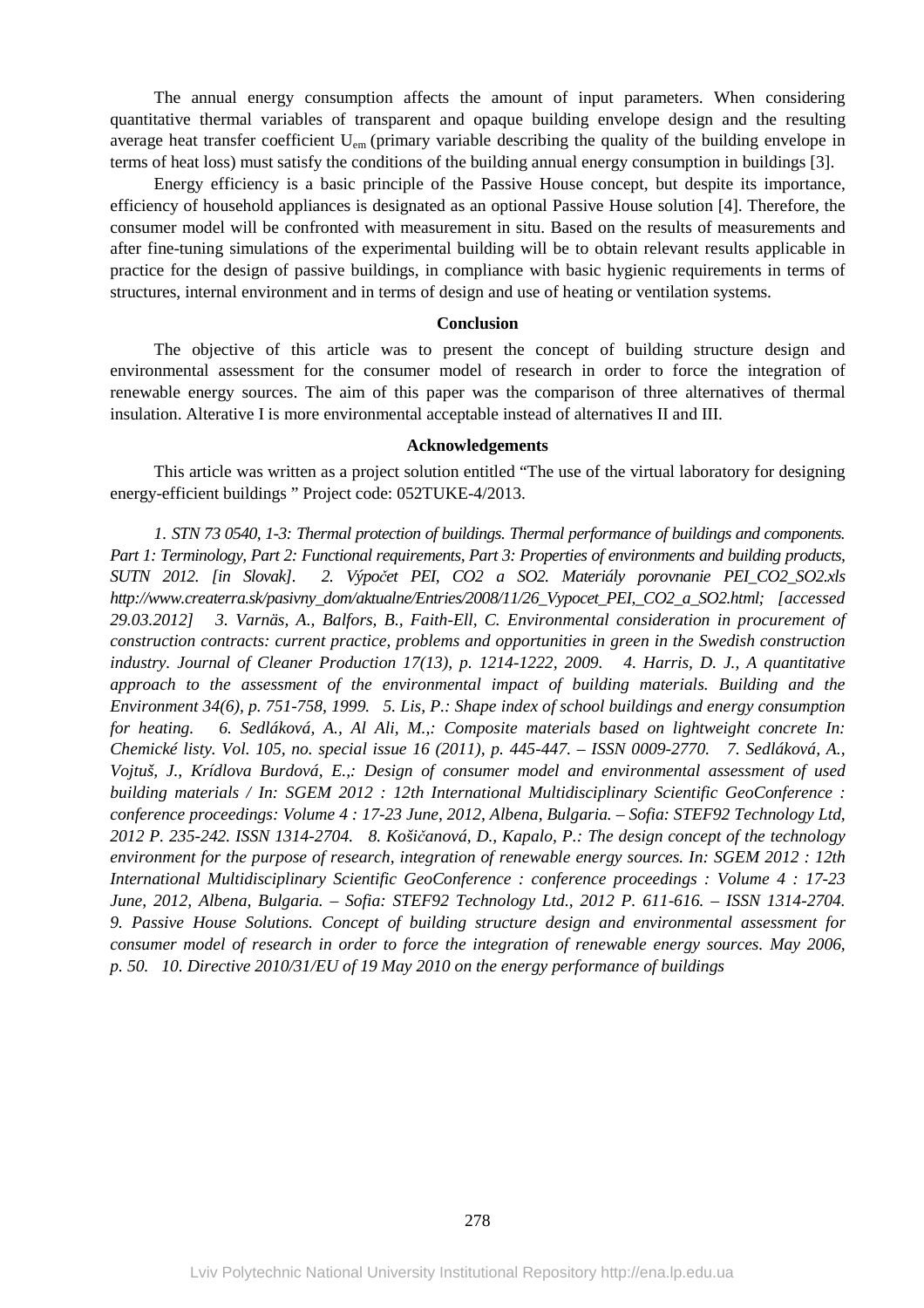The annual energy consumption affects the amount of input parameters. When considering quantitative thermal variables of transparent and opaque building envelope design and the resulting average heat transfer coefficient $U_{em}$ (primary variable describing the quality of the building envelope in terms of heat loss) must satisfy the conditions of the building annual energy consumption in buildings [3].

Energy efficiency is a basic principle of the Passive House concept, but despite its importance, efficiency of household appliances is designated as an optional Passive House solution [4]. Therefore, the consumer model will be confronted with measurement in situ. Based on the results of measurements and after fine-tuning simulations of the experimental building will be to obtain relevant results applicable in practice for the design of passive buildings, in compliance with basic hygienic requirements in terms of structures, internal environment and in terms of design and use of heating or ventilation systems.

## Conclusion

The objective of this article was to present the concept of building structure design and environmental assessment for the consumer model of research in order to force the integration of renewable energy sources. The aim of this paper was the comparison of three alternatives of thermal insulation. Alterative I is more environmental acceptable instead of alternatives II and III.

## Acknowledgements

This article was written as a project solution entitled "The use of the virtual laboratory for designing energy-efficient buildings " Project code: 052TUKE-4/2013.

*1. STN 73 0540, 1-3: Thermal protection of buildings. Thermal performance of buildings and components. Part 1: Terminology, Part 2: Functional requirements, Part 3: Properties of environments and building products, SUTN 2012. [in Slovak]. 2. Výpočet PEI, CO2 a SO2. Materiály porovnanie PEI_CO2_SO2.xls http://www.createrra.sk/pasivny_dom/aktualne/Entries/2008/11/26_Vypocet_PEI,_CO2_a_SO2.html; [accessed 29.03.2012] 3. Varnäs, A., Balfors, B., Faith-Ell, C. Environmental consideration in procurement of construction contracts: current practice, problems and opportunities in green in the Swedish construction industry. Journal of Cleaner Production 17(13), p. 1214-1222, 2009. 4. Harris, D. J., A quantitative approach to the assessment of the environmental impact of building materials. Building and the Environment 34(6), p. 751-758, 1999. 5. Lis, P.: Shape index of school buildings and energy consumption for heating. 6. Sedláková, A., Al Ali, M.,: Composite materials based on lightweight concrete In: Chemické listy. Vol. 105, no. special issue 16 (2011), p. 445-447. – ISSN 0009-2770. 7. Sedláková, A., Vojtuš, J., Krídlova Burdová, E.,: Design of consumer model and environmental assessment of used building materials / In: SGEM 2012 : 12th International Multidisciplinary Scientific GeoConference : conference proceedings: Volume 4 : 17-23 June, 2012, Albena, Bulgaria. – Sofia: STEF92 Technology Ltd, 2012 P. 235-242. ISSN 1314-2704. 8. Košičanová, D., Kapalo, P.: The design concept of the technology environment for the purpose of research, integration of renewable energy sources. In: SGEM 2012 : 12th International Multidisciplinary Scientific GeoConference : conference proceedings : Volume 4 : 17-23 June, 2012, Albena, Bulgaria. – Sofia: STEF92 Technology Ltd., 2012 P. 611-616. – ISSN 1314-2704. 9. Passive House Solutions. Concept of building structure design and environmental assessment for consumer model of research in order to force the integration of renewable energy sources. May 2006, p. 50. 10. Directive 2010/31/EU of 19 May 2010 on the energy performance of buildings*